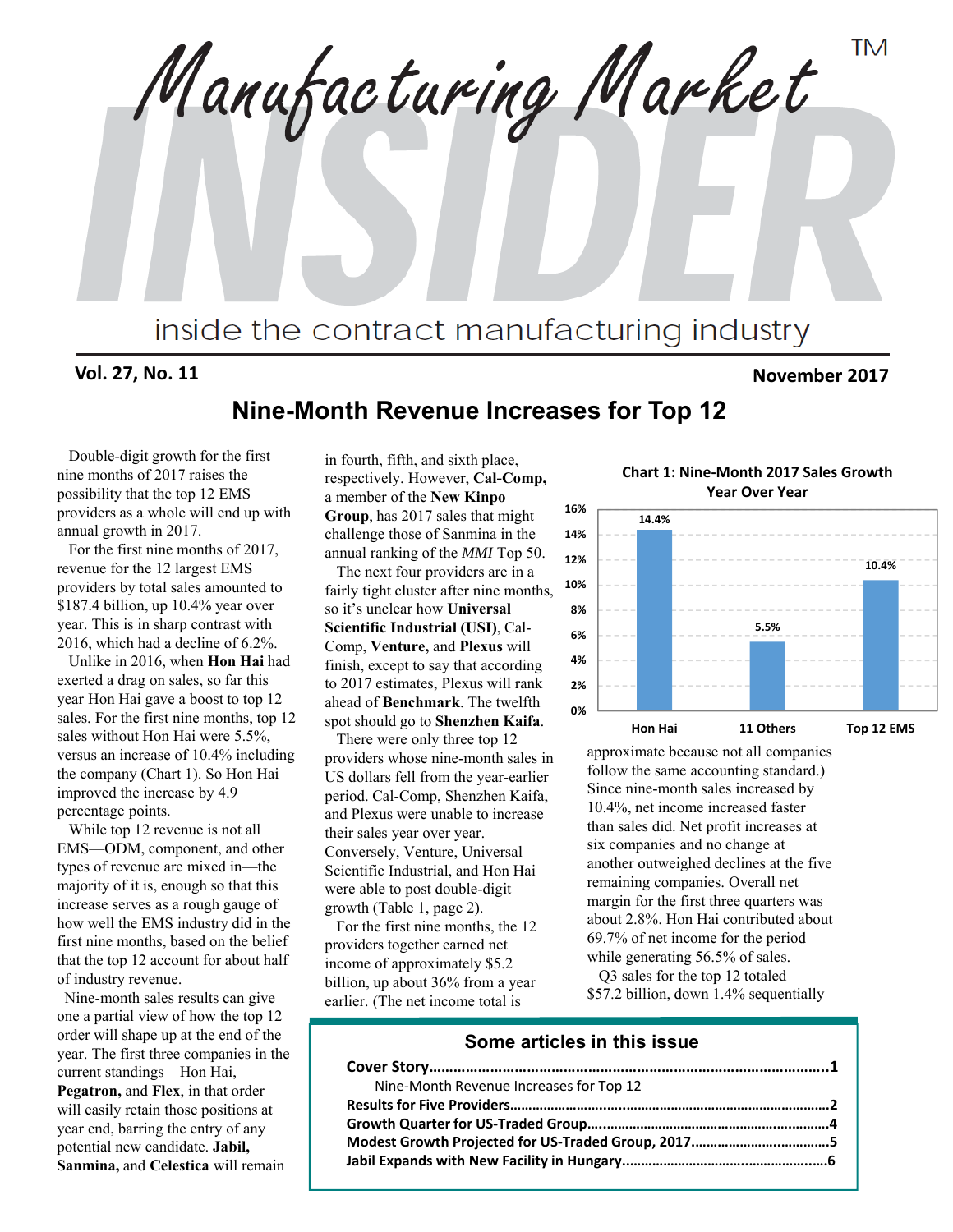# Manufacturing Market INSIDER™

inside the contract manufacturing industry

**Vol. 27, No. 11** **November 2017**

## Nine-Month Revenue Increases for Top 12

Double-digit growth for the first nine months of 2017 raises the possibility that the top 12 EMS providers as a whole will end up with annual growth in 2017.

For the first nine months of 2017, revenue for the 12 largest EMS providers by total sales amounted to $187.4 billion, up 10.4% year over year. This is in sharp contrast with 2016, which had a decline of 6.2%.

Unlike in 2016, when **Hon Hai** had exerted a drag on sales, so far this year Hon Hai gave a boost to top 12 sales. For the first nine months, top 12 sales without Hon Hai were 5.5%, versus an increase of 10.4% including the company (Chart 1). So Hon Hai improved the increase by 4.9 percentage points.

While top 12 revenue is not all EMS—ODM, component, and other types of revenue are mixed in—the majority of it is, enough so that this increase serves as a rough gauge of how well the EMS industry did in the first nine months, based on the belief that the top 12 account for about half of industry revenue.

Nine-month sales results can give one a partial view of how the top 12 order will shape up at the end of the year. The first three companies in the current standings—Hon Hai, **Pegatron,** and **Flex**, in that order—will easily retain those positions at year end, barring the entry of any potential new candidate. **Jabil, Sanmina,** and **Celestica** will remain in fourth, fifth, and sixth place, respectively. However, **Cal-Comp,** a member of the **New Kinpo Group**, has 2017 sales that might challenge those of Sanmina in the annual ranking of the *MMI* Top 50.

The next four providers are in a fairly tight cluster after nine months, so it's unclear how **Universal Scientific Industrial (USI)**, Cal-Comp, **Venture,** and **Plexus** will finish, except to say that according to 2017 estimates, Plexus will rank ahead of **Benchmark**. The twelfth spot should go to **Shenzhen Kaifa**.

There were only three top 12 providers whose nine-month sales in US dollars fell from the year-earlier period. Cal-Comp, Shenzhen Kaifa, and Plexus were unable to increase their sales year over year. Conversely, Venture, Universal Scientific Industrial, and Hon Hai were able to post double-digit growth (Table 1, page 2).

For the first nine months, the 12 providers together earned net income of approximately $5.2 billion, up about 36% from a year earlier. (The net income total is approximate because not all companies follow the same accounting standard.) Since nine-month sales increased by 10.4%, net income increased faster than sales did. Net profit increases at six companies and no change at another outweighed declines at the five remaining companies. Overall net margin for the first three quarters was about 2.8%. Hon Hai contributed about 69.7% of net income for the period while generating 56.5% of sales.

**Chart 1: Nine-Month 2017 Sales Growth Year Over Year**

| | Hon Hai | 11 Others | Top 12 EMS |
|---|---|---|---|
| Growth | 14.4% | 5.5% | 10.4% |

Q3 sales for the top 12 totaled $57.2 billion, down 1.4% sequentially

### Some articles in this issue

- **Cover Story**.....1
  - Nine-Month Revenue Increases for Top 12
- **Results for Five Providers**.....2
- **Growth Quarter for US-Traded Group**.....4
- **Modest Growth Projected for US-Traded Group, 2017**.....5
- **Jabil Expands with New Facility in Hungary**.....6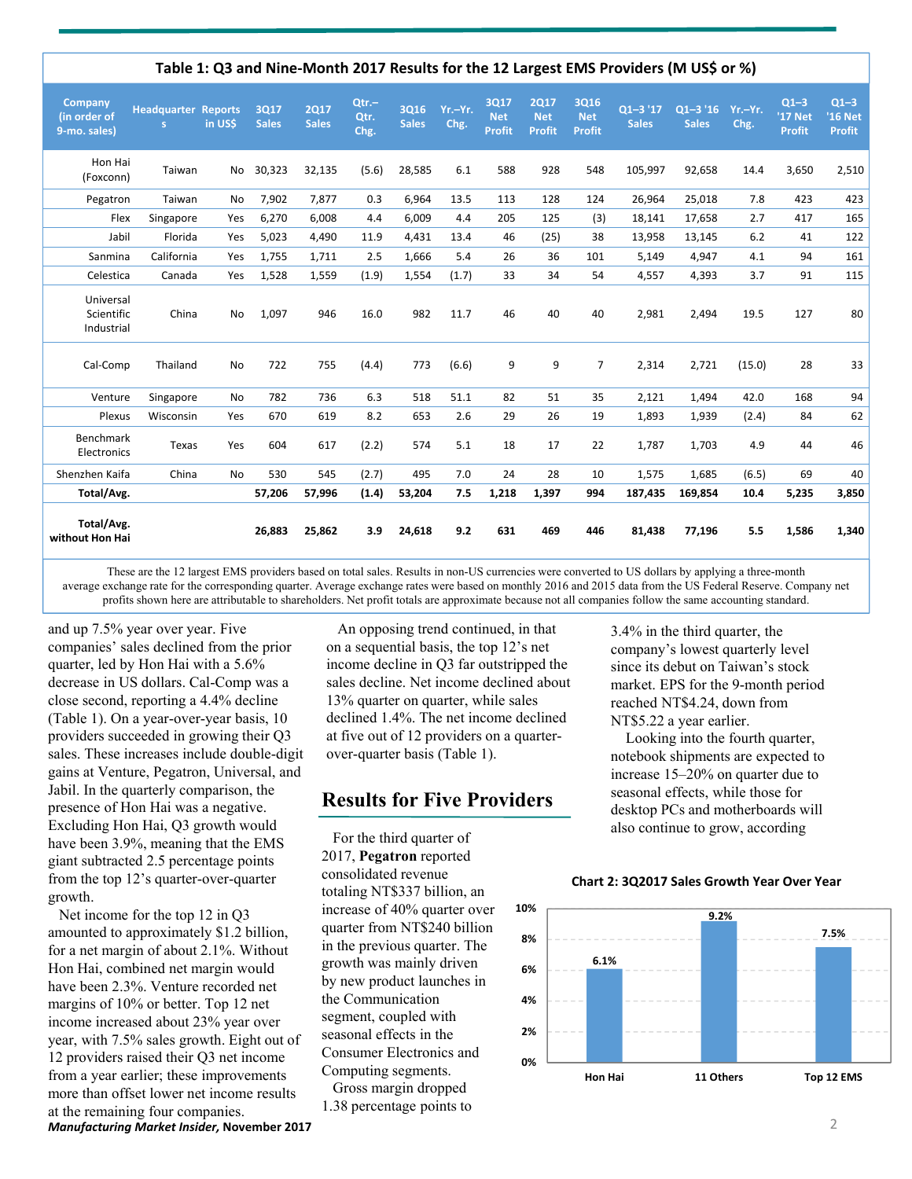**Table 1: Q3 and Nine-Month 2017 Results for the 12 Largest EMS Providers (M US$ or %)**

| Company (in order of 9-mo. sales) | Headquarters | Reports in US$ | 3Q17 Sales | 2Q17 Sales | Qtr.–Qtr. Chg. | 3Q16 Sales | Yr.–Yr. Chg. | 3Q17 Net Profit | 2Q17 Net Profit | 3Q16 Net Profit | Q1–3 '17 Sales | Q1–3 '16 Sales | Yr.–Yr. Chg. | Q1–3 '17 Net Profit | Q1–3 '16 Net Profit |
|---|---|---|---|---|---|---|---|---|---|---|---|---|---|---|---|
| Hon Hai (Foxconn) | Taiwan | No | 30,323 | 32,135 | (5.6) | 28,585 | 6.1 | 588 | 928 | 548 | 105,997 | 92,658 | 14.4 | 3,650 | 2,510 |
| Pegatron | Taiwan | No | 7,902 | 7,877 | 0.3 | 6,964 | 13.5 | 113 | 128 | 124 | 26,964 | 25,018 | 7.8 | 423 | 423 |
| Flex | Singapore | Yes | 6,270 | 6,008 | 4.4 | 6,009 | 4.4 | 205 | 125 | (3) | 18,141 | 17,658 | 2.7 | 417 | 165 |
| Jabil | Florida | Yes | 5,023 | 4,490 | 11.9 | 4,431 | 13.4 | 46 | (25) | 38 | 13,958 | 13,145 | 6.2 | 41 | 122 |
| Sanmina | California | Yes | 1,755 | 1,711 | 2.5 | 1,666 | 5.4 | 26 | 36 | 101 | 5,149 | 4,947 | 4.1 | 94 | 161 |
| Celestica | Canada | Yes | 1,528 | 1,559 | (1.9) | 1,554 | (1.7) | 33 | 34 | 54 | 4,557 | 4,393 | 3.7 | 91 | 115 |
| Universal Scientific Industrial | China | No | 1,097 | 946 | 16.0 | 982 | 11.7 | 46 | 40 | 40 | 2,981 | 2,494 | 19.5 | 127 | 80 |
| Cal-Comp | Thailand | No | 722 | 755 | (4.4) | 773 | (6.6) | 9 | 9 | 7 | 2,314 | 2,721 | (15.0) | 28 | 33 |
| Venture | Singapore | No | 782 | 736 | 6.3 | 518 | 51.1 | 82 | 51 | 35 | 2,121 | 1,494 | 42.0 | 168 | 94 |
| Plexus | Wisconsin | Yes | 670 | 619 | 8.2 | 653 | 2.6 | 29 | 26 | 19 | 1,893 | 1,939 | (2.4) | 84 | 62 |
| Benchmark Electronics | Texas | Yes | 604 | 617 | (2.2) | 574 | 5.1 | 18 | 17 | 22 | 1,787 | 1,703 | 4.9 | 44 | 46 |
| Shenzhen Kaifa | China | No | 530 | 545 | (2.7) | 495 | 7.0 | 24 | 28 | 10 | 1,575 | 1,685 | (6.5) | 69 | 40 |
| **Total/Avg.** | | | **57,206** | **57,996** | **(1.4)** | **53,204** | **7.5** | **1,218** | **1,397** | **994** | **187,435** | **169,854** | **10.4** | **5,235** | **3,850** |
| **Total/Avg. without Hon Hai** | | | **26,883** | **25,862** | **3.9** | **24,618** | **9.2** | **631** | **469** | **446** | **81,438** | **77,196** | **5.5** | **1,586** | **1,340** |

These are the 12 largest EMS providers based on total sales. Results in non-US currencies were converted to US dollars by applying a three-month average exchange rate for the corresponding quarter. Average exchange rates were based on monthly 2016 and 2015 data from the US Federal Reserve. Company net profits shown here are attributable to shareholders. Net profit totals are approximate because not all companies follow the same accounting standard.

and up 7.5% year over year. Five companies' sales declined from the prior quarter, led by Hon Hai with a 5.6% decrease in US dollars. Cal-Comp was a close second, reporting a 4.4% decline (Table 1). On a year-over-year basis, 10 providers succeeded in growing their Q3 sales. These increases include double-digit gains at Venture, Pegatron, Universal, and Jabil. In the quarterly comparison, the presence of Hon Hai was a negative. Excluding Hon Hai, Q3 growth would have been 3.9%, meaning that the EMS giant subtracted 2.5 percentage points from the top 12's quarter-over-quarter growth.

Net income for the top 12 in Q3 amounted to approximately $1.2 billion, for a net margin of about 2.1%. Without Hon Hai, combined net margin would have been 2.3%. Venture recorded net margins of 10% or better. Top 12 net income increased about 23% year over year, with 7.5% sales growth. Eight out of 12 providers raised their Q3 net income from a year earlier; these improvements more than offset lower net income results at the remaining four companies.

An opposing trend continued, in that on a sequential basis, the top 12's net income decline in Q3 far outstripped the sales decline. Net income declined about 13% quarter on quarter, while sales declined 1.4%. The net income declined at five out of 12 providers on a quarter-over-quarter basis (Table 1).

## Results for Five Providers

For the third quarter of 2017, **Pegatron** reported consolidated revenue totaling NT$337 billion, an increase of 40% quarter over quarter from NT$240 billion in the previous quarter. The growth was mainly driven by new product launches in the Communication segment, coupled with seasonal effects in the Consumer Electronics and Computing segments.

Gross margin dropped 1.38 percentage points to 3.4% in the third quarter, the company's lowest quarterly level since its debut on Taiwan's stock market. EPS for the 9-month period reached NT$4.24, down from NT$5.22 a year earlier.

Looking into the fourth quarter, notebook shipments are expected to increase 15–20% on quarter due to seasonal effects, while those for desktop PCs and motherboards will also continue to grow, according

**Chart 2: 3Q2017 Sales Growth Year Over Year**

| | Hon Hai | 11 Others | Top 12 EMS |
|---|---|---|---|
| Growth | 6.1% | 9.2% | 7.5% |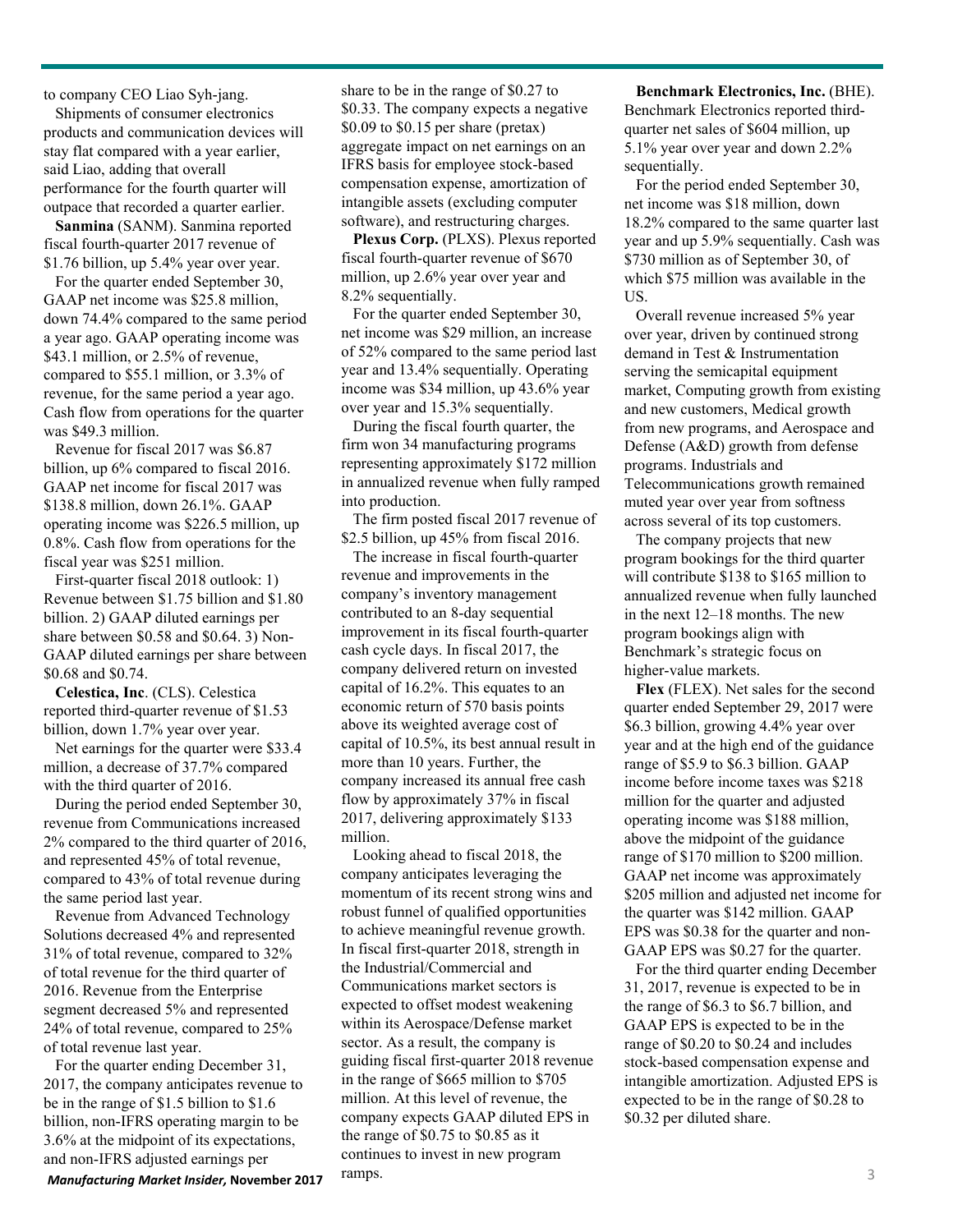to company CEO Liao Syh-jang.

Shipments of consumer electronics products and communication devices will stay flat compared with a year earlier, said Liao, adding that overall performance for the fourth quarter will outpace that recorded a quarter earlier.

**Sanmina** (SANM). Sanmina reported fiscal fourth-quarter 2017 revenue of $1.76 billion, up 5.4% year over year.

For the quarter ended September 30, GAAP net income was $25.8 million, down 74.4% compared to the same period a year ago. GAAP operating income was $43.1 million, or 2.5% of revenue, compared to $55.1 million, or 3.3% of revenue, for the same period a year ago. Cash flow from operations for the quarter was $49.3 million.

Revenue for fiscal 2017 was $6.87 billion, up 6% compared to fiscal 2016. GAAP net income for fiscal 2017 was $138.8 million, down 26.1%. GAAP operating income was $226.5 million, up 0.8%. Cash flow from operations for the fiscal year was $251 million.

First-quarter fiscal 2018 outlook: 1) Revenue between $1.75 billion and $1.80 billion. 2) GAAP diluted earnings per share between $0.58 and $0.64. 3) Non-GAAP diluted earnings per share between $0.68 and $0.74.

**Celestica, Inc**. (CLS). Celestica reported third-quarter revenue of $1.53 billion, down 1.7% year over year.

Net earnings for the quarter were $33.4 million, a decrease of 37.7% compared with the third quarter of 2016.

During the period ended September 30, revenue from Communications increased 2% compared to the third quarter of 2016, and represented 45% of total revenue, compared to 43% of total revenue during the same period last year.

Revenue from Advanced Technology Solutions decreased 4% and represented 31% of total revenue, compared to 32% of total revenue for the third quarter of 2016. Revenue from the Enterprise segment decreased 5% and represented 24% of total revenue, compared to 25% of total revenue last year.

For the quarter ending December 31, 2017, the company anticipates revenue to be in the range of $1.5 billion to $1.6 billion, non-IFRS operating margin to be 3.6% at the midpoint of its expectations, and non-IFRS adjusted earnings per share to be in the range of $0.27 to $0.33. The company expects a negative $0.09 to $0.15 per share (pretax) aggregate impact on net earnings on an IFRS basis for employee stock-based compensation expense, amortization of intangible assets (excluding computer software), and restructuring charges.

**Plexus Corp.** (PLXS). Plexus reported fiscal fourth-quarter revenue of $670 million, up 2.6% year over year and 8.2% sequentially.

For the quarter ended September 30, net income was $29 million, an increase of 52% compared to the same period last year and 13.4% sequentially. Operating income was $34 million, up 43.6% year over year and 15.3% sequentially.

During the fiscal fourth quarter, the firm won 34 manufacturing programs representing approximately $172 million in annualized revenue when fully ramped into production.

The firm posted fiscal 2017 revenue of $2.5 billion, up 45% from fiscal 2016.

The increase in fiscal fourth-quarter revenue and improvements in the company's inventory management contributed to an 8-day sequential improvement in its fiscal fourth-quarter cash cycle days. In fiscal 2017, the company delivered return on invested capital of 16.2%. This equates to an economic return of 570 basis points above its weighted average cost of capital of 10.5%, its best annual result in more than 10 years. Further, the company increased its annual free cash flow by approximately 37% in fiscal 2017, delivering approximately $133 million.

Looking ahead to fiscal 2018, the company anticipates leveraging the momentum of its recent strong wins and robust funnel of qualified opportunities to achieve meaningful revenue growth. In fiscal first-quarter 2018, strength in the Industrial/Commercial and Communications market sectors is expected to offset modest weakening within its Aerospace/Defense market sector. As a result, the company is guiding fiscal first-quarter 2018 revenue in the range of $665 million to $705 million. At this level of revenue, the company expects GAAP diluted EPS in the range of $0.75 to $0.85 as it continues to invest in new program ramps.

**Benchmark Electronics, Inc.** (BHE). Benchmark Electronics reported third-quarter net sales of $604 million, up 5.1% year over year and down 2.2% sequentially.

For the period ended September 30, net income was $18 million, down 18.2% compared to the same quarter last year and up 5.9% sequentially. Cash was $730 million as of September 30, of which $75 million was available in the US.

Overall revenue increased 5% year over year, driven by continued strong demand in Test & Instrumentation serving the semicapital equipment market, Computing growth from existing and new customers, Medical growth from new programs, and Aerospace and Defense (A&D) growth from defense programs. Industrials and Telecommunications growth remained muted year over year from softness across several of its top customers.

The company projects that new program bookings for the third quarter will contribute $138 to $165 million to annualized revenue when fully launched in the next 12–18 months. The new program bookings align with Benchmark's strategic focus on higher-value markets.

**Flex** (FLEX). Net sales for the second quarter ended September 29, 2017 were $6.3 billion, growing 4.4% year over year and at the high end of the guidance range of $5.9 to $6.3 billion. GAAP income before income taxes was $218 million for the quarter and adjusted operating income was $188 million, above the midpoint of the guidance range of $170 million to $200 million. GAAP net income was approximately $205 million and adjusted net income for the quarter was $142 million. GAAP EPS was $0.38 for the quarter and non-GAAP EPS was $0.27 for the quarter.

For the third quarter ending December 31, 2017, revenue is expected to be in the range of $6.3 to $6.7 billion, and GAAP EPS is expected to be in the range of $0.20 to $0.24 and includes stock-based compensation expense and intangible amortization. Adjusted EPS is expected to be in the range of $0.28 to $0.32 per diluted share.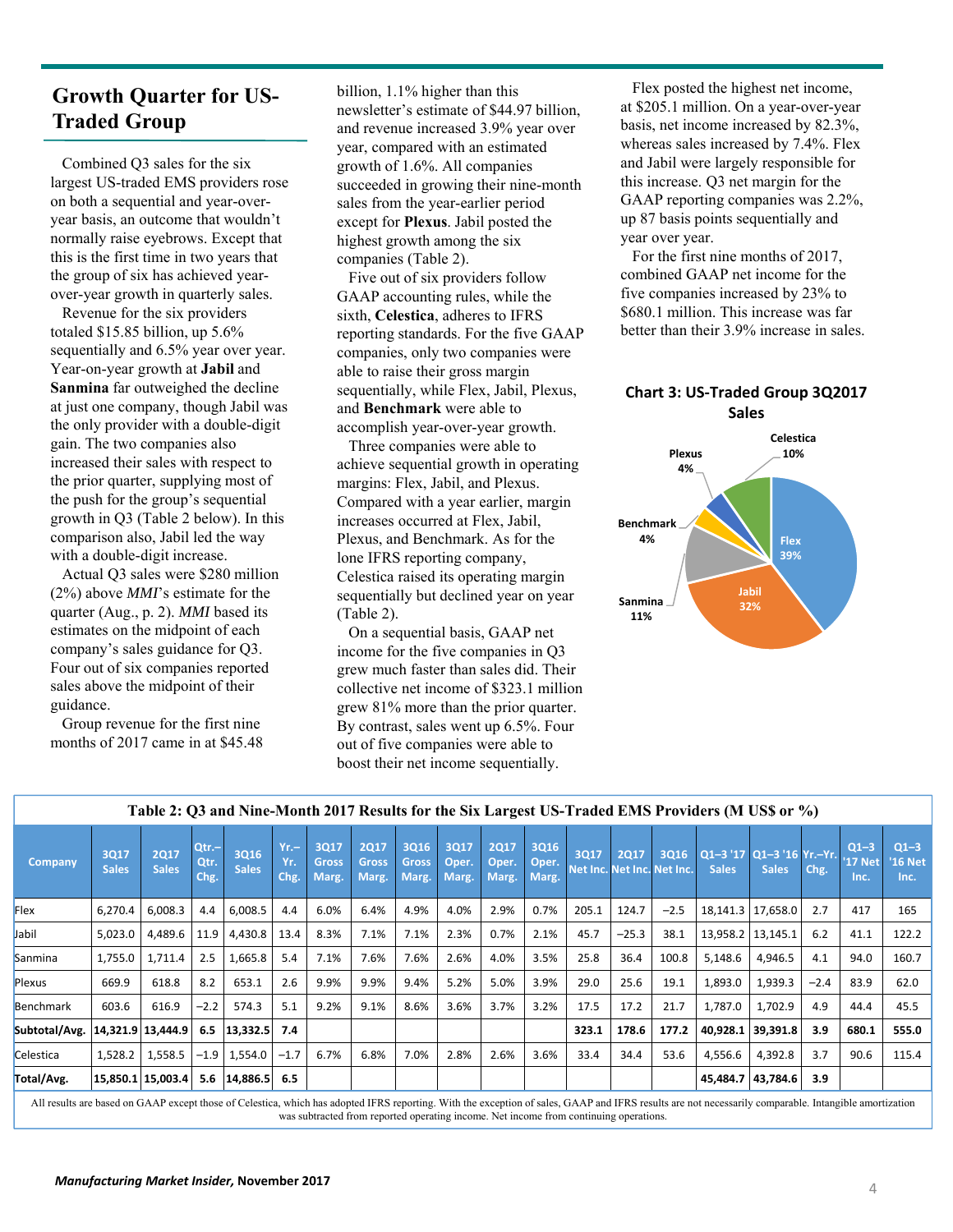## Growth Quarter for US-Traded Group

Combined Q3 sales for the six largest US-traded EMS providers rose on both a sequential and year-over-year basis, an outcome that wouldn't normally raise eyebrows. Except that this is the first time in two years that the group of six has achieved year-over-year growth in quarterly sales.

Revenue for the six providers totaled $15.85 billion, up 5.6% sequentially and 6.5% year over year. Year-on-year growth at **Jabil** and **Sanmina** far outweighed the decline at just one company, though Jabil was the only provider with a double-digit gain. The two companies also increased their sales with respect to the prior quarter, supplying most of the push for the group's sequential growth in Q3 (Table 2 below). In this comparison also, Jabil led the way with a double-digit increase.

Actual Q3 sales were $280 million (2%) above *MMI*'s estimate for the quarter (Aug., p. 2). *MMI* based its estimates on the midpoint of each company's sales guidance for Q3. Four out of six companies reported sales above the midpoint of their guidance.

Group revenue for the first nine months of 2017 came in at $45.48 billion, 1.1% higher than this newsletter's estimate of $44.97 billion, and revenue increased 3.9% year over year, compared with an estimated growth of 1.6%. All companies succeeded in growing their nine-month sales from the year-earlier period except for **Plexus**. Jabil posted the highest growth among the six companies (Table 2).

Five out of six providers follow GAAP accounting rules, while the sixth, **Celestica**, adheres to IFRS reporting standards. For the five GAAP companies, only two companies were able to raise their gross margin sequentially, while Flex, Jabil, Plexus, and **Benchmark** were able to accomplish year-over-year growth.

Three companies were able to achieve sequential growth in operating margins: Flex, Jabil, and Plexus. Compared with a year earlier, margin increases occurred at Flex, Jabil, Plexus, and Benchmark. As for the lone IFRS reporting company, Celestica raised its operating margin sequentially but declined year on year (Table 2).

On a sequential basis, GAAP net income for the five companies in Q3 grew much faster than sales did. Their collective net income of $323.1 million grew 81% more than the prior quarter. By contrast, sales went up 6.5%. Four out of five companies were able to boost their net income sequentially.

Flex posted the highest net income, at $205.1 million. On a year-over-year basis, net income increased by 82.3%, whereas sales increased by 7.4%. Flex and Jabil were largely responsible for this increase. Q3 net margin for the GAAP reporting companies was 2.2%, up 87 basis points sequentially and year over year.

For the first nine months of 2017, combined GAAP net income for the five companies increased by 23% to $680.1 million. This increase was far better than their 3.9% increase in sales.

**Chart 3: US-Traded Group 3Q2017 Sales**

Flex 39%, Jabil 32%, Sanmina 11%, Benchmark 4%, Plexus 4%, Celestica 10%

**Table 2: Q3 and Nine-Month 2017 Results for the Six Largest US-Traded EMS Providers (M US$ or %)**

| Company | 3Q17 Sales | 2Q17 Sales | Qtr.–Qtr. Chg. | 3Q16 Sales | Yr.–Yr. Chg. | 3Q17 Gross Marg. | 2Q17 Gross Marg. | 3Q16 Gross Marg. | 3Q17 Oper. Marg. | 2Q17 Oper. Marg. | 3Q16 Oper. Marg. | 3Q17 Net Inc. | 2Q17 Net Inc. | 3Q16 Net Inc. | Q1–3 '17 Sales | Q1–3 '16 Sales | Yr.–Yr. Chg. | Q1–3 '17 Net Inc. | Q1–3 '16 Net Inc. |
|---|---|---|---|---|---|---|---|---|---|---|---|---|---|---|---|---|---|---|---|
| Flex | 6,270.4 | 6,008.3 | 4.4 | 6,008.5 | 4.4 | 6.0% | 6.4% | 4.9% | 4.0% | 2.9% | 0.7% | 205.1 | 124.7 | −2.5 | 18,141.3 | 17,658.0 | 2.7 | 417 | 165 |
| Jabil | 5,023.0 | 4,489.6 | 11.9 | 4,430.8 | 13.4 | 8.3% | 7.1% | 7.1% | 2.3% | 0.7% | 2.1% | 45.7 | −25.3 | 38.1 | 13,958.2 | 13,145.1 | 6.2 | 41.1 | 122.2 |
| Sanmina | 1,755.0 | 1,711.4 | 2.5 | 1,665.8 | 5.4 | 7.1% | 7.6% | 7.6% | 2.6% | 4.0% | 3.5% | 25.8 | 36.4 | 100.8 | 5,148.6 | 4,946.5 | 4.1 | 94.0 | 160.7 |
| Plexus | 669.9 | 618.8 | 8.2 | 653.1 | 2.6 | 9.9% | 9.9% | 9.4% | 5.2% | 5.0% | 3.9% | 29.0 | 25.6 | 19.1 | 1,893.0 | 1,939.3 | −2.4 | 83.9 | 62.0 |
| Benchmark | 603.6 | 616.9 | −2.2 | 574.3 | 5.1 | 9.2% | 9.1% | 8.6% | 3.6% | 3.7% | 3.2% | 17.5 | 17.2 | 21.7 | 1,787.0 | 1,702.9 | 4.9 | 44.4 | 45.5 |
| **Subtotal/Avg.** | **14,321.9** | **13,444.9** | **6.5** | **13,332.5** | **7.4** | | | | | | | **323.1** | **178.6** | **177.2** | **40,928.1** | **39,391.8** | **3.9** | **680.1** | **555.0** |
| Celestica | 1,528.2 | 1,558.5 | −1.9 | 1,554.0 | −1.7 | 6.7% | 6.8% | 7.0% | 2.8% | 2.6% | 3.6% | 33.4 | 34.4 | 53.6 | 4,556.6 | 4,392.8 | 3.7 | 90.6 | 115.4 |
| **Total/Avg.** | **15,850.1** | **15,003.4** | **5.6** | **14,886.5** | **6.5** | | | | | | | | | | **45,484.7** | **43,784.6** | **3.9** | | |

All results are based on GAAP except those of Celestica, which has adopted IFRS reporting. With the exception of sales, GAAP and IFRS results are not necessarily comparable. Intangible amortization was subtracted from reported operating income. Net income from continuing operations.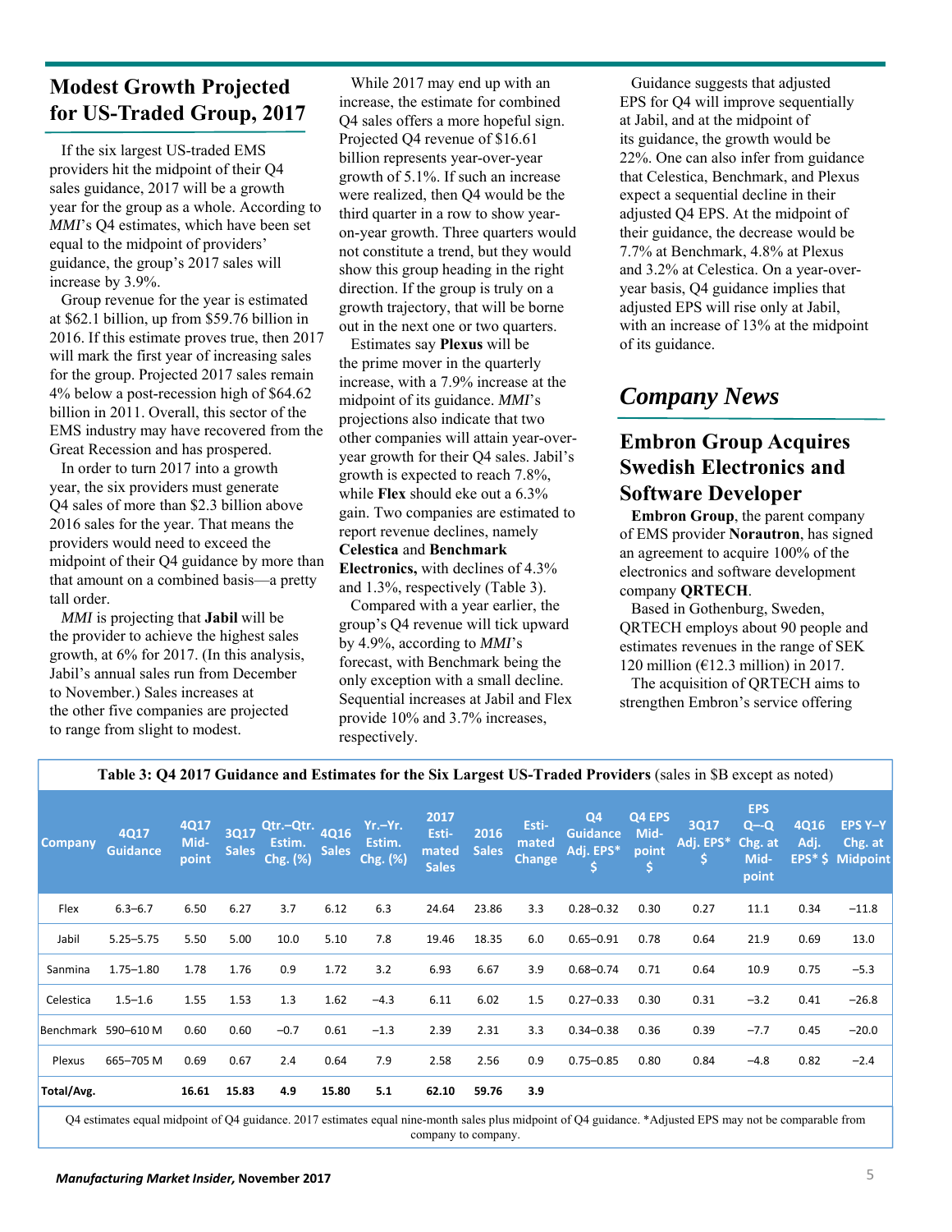## Modest Growth Projected for US-Traded Group, 2017

If the six largest US-traded EMS providers hit the midpoint of their Q4 sales guidance, 2017 will be a growth year for the group as a whole. According to *MMI*'s Q4 estimates, which have been set equal to the midpoint of providers' guidance, the group's 2017 sales will increase by 3.9%.

Group revenue for the year is estimated at $62.1 billion, up from $59.76 billion in 2016. If this estimate proves true, then 2017 will mark the first year of increasing sales for the group. Projected 2017 sales remain 4% below a post-recession high of $64.62 billion in 2011. Overall, this sector of the EMS industry may have recovered from the Great Recession and has prospered.

In order to turn 2017 into a growth year, the six providers must generate Q4 sales of more than $2.3 billion above 2016 sales for the year. That means the providers would need to exceed the midpoint of their Q4 guidance by more than that amount on a combined basis—a pretty tall order.

*MMI* is projecting that **Jabil** will be the provider to achieve the highest sales growth, at 6% for 2017. (In this analysis, Jabil's annual sales run from December to November.) Sales increases at the other five companies are projected to range from slight to modest.

While 2017 may end up with an increase, the estimate for combined Q4 sales offers a more hopeful sign. Projected Q4 revenue of $16.61 billion represents year-over-year growth of 5.1%. If such an increase were realized, then Q4 would be the third quarter in a row to show year-on-year growth. Three quarters would not constitute a trend, but they would show this group heading in the right direction. If the group is truly on a growth trajectory, that will be borne out in the next one or two quarters.

Estimates say **Plexus** will be the prime mover in the quarterly increase, with a 7.9% increase at the midpoint of its guidance. *MMI*'s projections also indicate that two other companies will attain year-over-year growth for their Q4 sales. Jabil's growth is expected to reach 7.8%, while **Flex** should eke out a 6.3% gain. Two companies are estimated to report revenue declines, namely **Celestica** and **Benchmark Electronics**, with declines of 4.3% and 1.3%, respectively (Table 3).

Compared with a year earlier, the group's Q4 revenue will tick upward by 4.9%, according to *MMI*'s forecast, with Benchmark being the only exception with a small decline. Sequential increases at Jabil and Flex provide 10% and 3.7% increases, respectively.

Guidance suggests that adjusted EPS for Q4 will improve sequentially at Jabil, and at the midpoint of its guidance, the growth would be 22%. One can also infer from guidance that Celestica, Benchmark, and Plexus expect a sequential decline in their adjusted Q4 EPS. At the midpoint of their guidance, the decrease would be 7.7% at Benchmark, 4.8% at Plexus and 3.2% at Celestica. On a year-over-year basis, Q4 guidance implies that adjusted EPS will rise only at Jabil, with an increase of 13% at the midpoint of its guidance.

## *Company News*

### Embron Group Acquires Swedish Electronics and Software Developer

**Embron Group**, the parent company of EMS provider **Norautron**, has signed an agreement to acquire 100% of the electronics and software development company **QRTECH**.

Based in Gothenburg, Sweden, QRTECH employs about 90 people and estimates revenues in the range of SEK 120 million (€12.3 million) in 2017.

The acquisition of QRTECH aims to strengthen Embron's service offering

**Table 3: Q4 2017 Guidance and Estimates for the Six Largest US-Traded Providers** (sales in $B except as noted)

| Company | 4Q17 Guidance | 4Q17 Mid-point | 3Q17 Sales | Qtr.–Qtr. Estim. Chg. (%) | 4Q16 Sales | Yr.–Yr. Estim. Chg. (%) | 2017 Esti-mated Sales | 2016 Sales | Esti-mated Change | Q4 Guidance Adj. EPS* $ | Q4 EPS Mid-point $ | 3Q17 Adj. EPS* $ | EPS Q–Q Chg. at Mid-point | 4Q16 Adj. EPS* $ | EPS Y–Y Chg. at Midpoint |
|---|---|---|---|---|---|---|---|---|---|---|---|---|---|---|---|
| Flex | 6.3–6.7 | 6.50 | 6.27 | 3.7 | 6.12 | 6.3 | 24.64 | 23.86 | 3.3 | 0.28–0.32 | 0.30 | 0.27 | 11.1 | 0.34 | −11.8 |
| Jabil | 5.25–5.75 | 5.50 | 5.00 | 10.0 | 5.10 | 7.8 | 19.46 | 18.35 | 6.0 | 0.65–0.91 | 0.78 | 0.64 | 21.9 | 0.69 | 13.0 |
| Sanmina | 1.75–1.80 | 1.78 | 1.76 | 0.9 | 1.72 | 3.2 | 6.93 | 6.67 | 3.9 | 0.68–0.74 | 0.71 | 0.64 | 10.9 | 0.75 | −5.3 |
| Celestica | 1.5–1.6 | 1.55 | 1.53 | 1.3 | 1.62 | −4.3 | 6.11 | 6.02 | 1.5 | 0.27–0.33 | 0.30 | 0.31 | −3.2 | 0.41 | −26.8 |
| Benchmark | 590–610 M | 0.60 | 0.60 | −0.7 | 0.61 | −1.3 | 2.39 | 2.31 | 3.3 | 0.34–0.38 | 0.36 | 0.39 | −7.7 | 0.45 | −20.0 |
| Plexus | 665–705 M | 0.69 | 0.67 | 2.4 | 0.64 | 7.9 | 2.58 | 2.56 | 0.9 | 0.75–0.85 | 0.80 | 0.84 | −4.8 | 0.82 | −2.4 |
| **Total/Avg.** | | **16.61** | **15.83** | **4.9** | **15.80** | **5.1** | **62.10** | **59.76** | **3.9** | | | | | | |

Q4 estimates equal midpoint of Q4 guidance. 2017 estimates equal nine-month sales plus midpoint of Q4 guidance. *Adjusted EPS may not be comparable from company to company.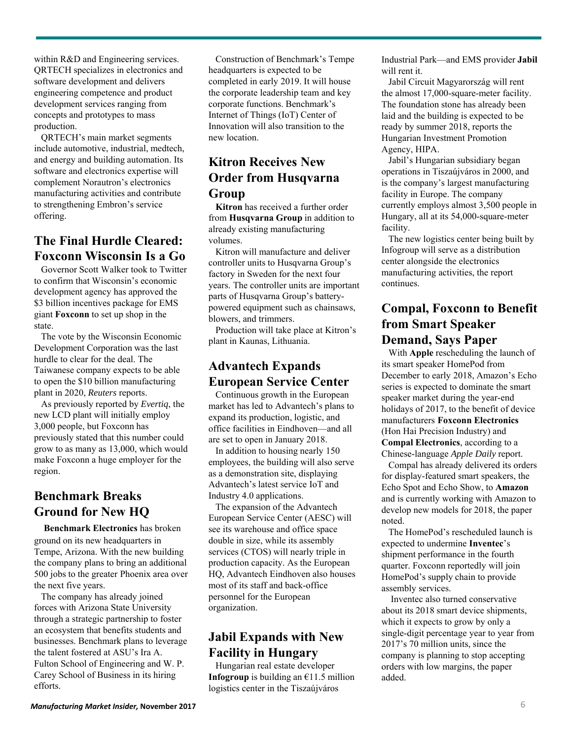within R&D and Engineering services. QRTECH specializes in electronics and software development and delivers engineering competence and product development services ranging from concepts and prototypes to mass production.

QRTECH's main market segments include automotive, industrial, medtech, and energy and building automation. Its software and electronics expertise will complement Norautron's electronics manufacturing activities and contribute to strengthening Embron's service offering.

## The Final Hurdle Cleared: Foxconn Wisconsin Is a Go

Governor Scott Walker took to Twitter to confirm that Wisconsin's economic development agency has approved the $3 billion incentives package for EMS giant **Foxconn** to set up shop in the state.

The vote by the Wisconsin Economic Development Corporation was the last hurdle to clear for the deal. The Taiwanese company expects to be able to open the $10 billion manufacturing plant in 2020, *Reuters* reports.

As previously reported by *Evertiq*, the new LCD plant will initially employ 3,000 people, but Foxconn has previously stated that this number could grow to as many as 13,000, which would make Foxconn a huge employer for the region.

## Benchmark Breaks Ground for New HQ

**Benchmark Electronics** has broken ground on its new headquarters in Tempe, Arizona. With the new building the company plans to bring an additional 500 jobs to the greater Phoenix area over the next five years.

The company has already joined forces with Arizona State University through a strategic partnership to foster an ecosystem that benefits students and businesses. Benchmark plans to leverage the talent fostered at ASU's Ira A. Fulton School of Engineering and W. P. Carey School of Business in its hiring efforts.

Construction of Benchmark's Tempe headquarters is expected to be completed in early 2019. It will house the corporate leadership team and key corporate functions. Benchmark's Internet of Things (IoT) Center of Innovation will also transition to the new location.

## Kitron Receives New Order from Husqvarna Group

**Kitron** has received a further order from **Husqvarna Group** in addition to already existing manufacturing volumes.

Kitron will manufacture and deliver controller units to Husqvarna Group's factory in Sweden for the next four years. The controller units are important parts of Husqvarna Group's battery-powered equipment such as chainsaws, blowers, and trimmers.

Production will take place at Kitron's plant in Kaunas, Lithuania.

## Advantech Expands European Service Center

Continuous growth in the European market has led to Advantech's plans to expand its production, logistic, and office facilities in Eindhoven—and all are set to open in January 2018.

In addition to housing nearly 150 employees, the building will also serve as a demonstration site, displaying Advantech's latest service IoT and Industry 4.0 applications.

The expansion of the Advantech European Service Center (AESC) will see its warehouse and office space double in size, while its assembly services (CTOS) will nearly triple in production capacity. As the European HQ, Advantech Eindhoven also houses most of its staff and back-office personnel for the European organization.

## Jabil Expands with New Facility in Hungary

Hungarian real estate developer **Infogroup** is building an €11.5 million logistics center in the Tiszaújváros Industrial Park—and EMS provider **Jabil** will rent it.

Jabil Circuit Magyarország will rent the almost 17,000-square-meter facility. The foundation stone has already been laid and the building is expected to be ready by summer 2018, reports the Hungarian Investment Promotion Agency, HIPA.

Jabil's Hungarian subsidiary began operations in Tiszaújváros in 2000, and is the company's largest manufacturing facility in Europe. The company currently employs almost 3,500 people in Hungary, all at its 54,000-square-meter facility.

The new logistics center being built by Infogroup will serve as a distribution center alongside the electronics manufacturing activities, the report continues.

## Compal, Foxconn to Benefit from Smart Speaker Demand, Says Paper

With **Apple** rescheduling the launch of its smart speaker HomePod from December to early 2018, Amazon's Echo series is expected to dominate the smart speaker market during the year-end holidays of 2017, to the benefit of device manufacturers **Foxconn Electronics** (Hon Hai Precision Industry) and **Compal Electronics**, according to a Chinese-language *Apple Daily* report.

Compal has already delivered its orders for display-featured smart speakers, the Echo Spot and Echo Show, to **Amazon** and is currently working with Amazon to develop new models for 2018, the paper noted.

The HomePod's rescheduled launch is expected to undermine **Inventec**'s shipment performance in the fourth quarter. Foxconn reportedly will join HomePod's supply chain to provide assembly services.

Inventec also turned conservative about its 2018 smart device shipments, which it expects to grow by only a single-digit percentage year to year from 2017's 70 million units, since the company is planning to stop accepting orders with low margins, the paper added.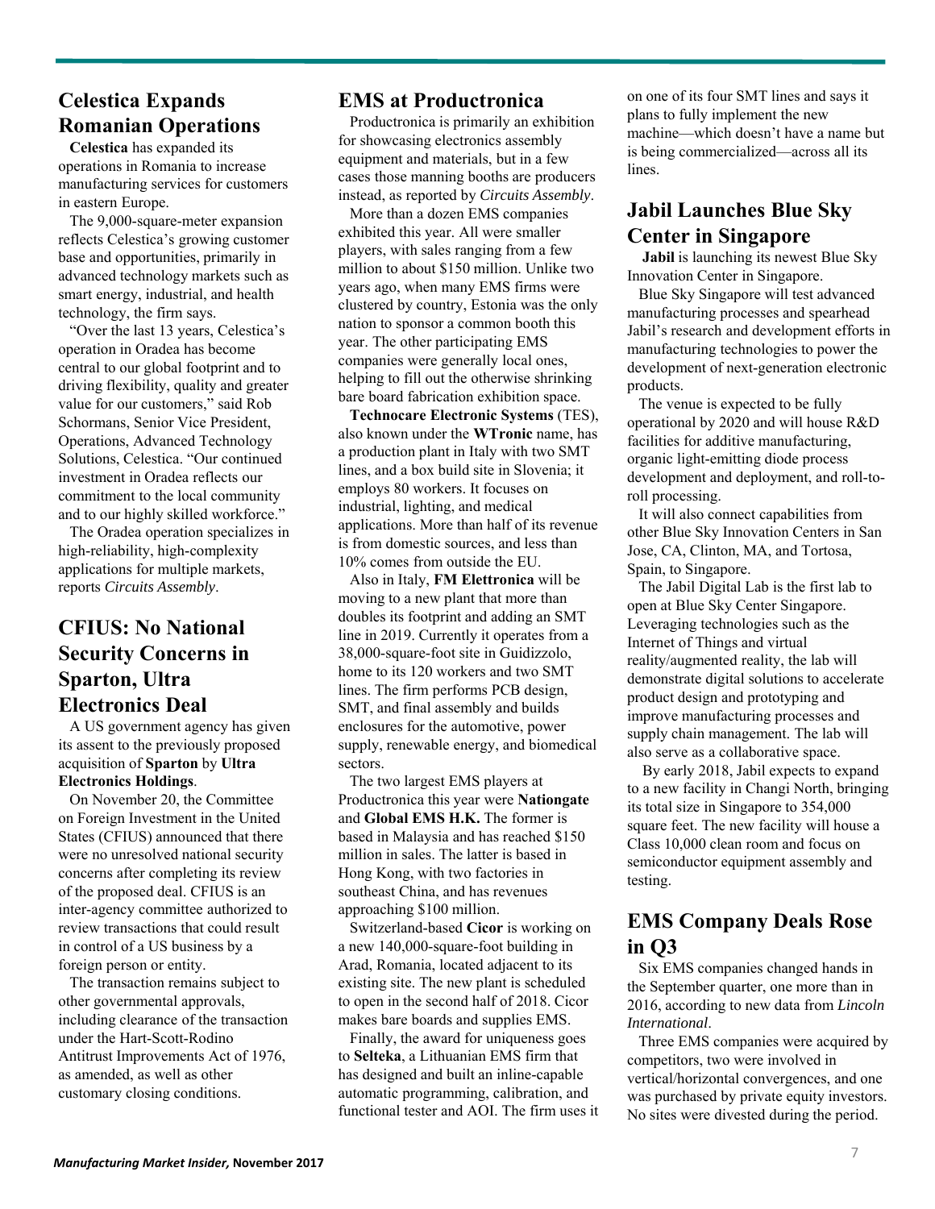## Celestica Expands Romanian Operations

**Celestica** has expanded its operations in Romania to increase manufacturing services for customers in eastern Europe.

The 9,000-square-meter expansion reflects Celestica's growing customer base and opportunities, primarily in advanced technology markets such as smart energy, industrial, and health technology, the firm says.

"Over the last 13 years, Celestica's operation in Oradea has become central to our global footprint and to driving flexibility, quality and greater value for our customers," said Rob Schormans, Senior Vice President, Operations, Advanced Technology Solutions, Celestica. "Our continued investment in Oradea reflects our commitment to the local community and to our highly skilled workforce."

The Oradea operation specializes in high-reliability, high-complexity applications for multiple markets, reports *Circuits Assembly*.

## CFIUS: No National Security Concerns in Sparton, Ultra Electronics Deal

A US government agency has given its assent to the previously proposed acquisition of **Sparton** by **Ultra Electronics Holdings**.

On November 20, the Committee on Foreign Investment in the United States (CFIUS) announced that there were no unresolved national security concerns after completing its review of the proposed deal. CFIUS is an inter-agency committee authorized to review transactions that could result in control of a US business by a foreign person or entity.

The transaction remains subject to other governmental approvals, including clearance of the transaction under the Hart-Scott-Rodino Antitrust Improvements Act of 1976, as amended, as well as other customary closing conditions.

## EMS at Productronica

Productronica is primarily an exhibition for showcasing electronics assembly equipment and materials, but in a few cases those manning booths are producers instead, as reported by *Circuits Assembly*.

More than a dozen EMS companies exhibited this year. All were smaller players, with sales ranging from a few million to about $150 million. Unlike two years ago, when many EMS firms were clustered by country, Estonia was the only nation to sponsor a common booth this year. The other participating EMS companies were generally local ones, helping to fill out the otherwise shrinking bare board fabrication exhibition space.

**Technocare Electronic Systems** (TES), also known under the **WTronic** name, has a production plant in Italy with two SMT lines, and a box build site in Slovenia; it employs 80 workers. It focuses on industrial, lighting, and medical applications. More than half of its revenue is from domestic sources, and less than 10% comes from outside the EU.

Also in Italy, **FM Elettronica** will be moving to a new plant that more than doubles its footprint and adding an SMT line in 2019. Currently it operates from a 38,000-square-foot site in Guidizzolo, home to its 120 workers and two SMT lines. The firm performs PCB design, SMT, and final assembly and builds enclosures for the automotive, power supply, renewable energy, and biomedical sectors.

The two largest EMS players at Productronica this year were **Nationgate** and **Global EMS H.K.** The former is based in Malaysia and has reached $150 million in sales. The latter is based in Hong Kong, with two factories in southeast China, and has revenues approaching $100 million.

Switzerland-based **Cicor** is working on a new 140,000-square-foot building in Arad, Romania, located adjacent to its existing site. The new plant is scheduled to open in the second half of 2018. Cicor makes bare boards and supplies EMS.

Finally, the award for uniqueness goes to **Selteka**, a Lithuanian EMS firm that has designed and built an inline-capable automatic programming, calibration, and functional tester and AOI. The firm uses it on one of its four SMT lines and says it plans to fully implement the new machine—which doesn't have a name but is being commercialized—across all its lines.

## Jabil Launches Blue Sky Center in Singapore

**Jabil** is launching its newest Blue Sky Innovation Center in Singapore.

Blue Sky Singapore will test advanced manufacturing processes and spearhead Jabil's research and development efforts in manufacturing technologies to power the development of next-generation electronic products.

The venue is expected to be fully operational by 2020 and will house R&D facilities for additive manufacturing, organic light-emitting diode process development and deployment, and roll-to-roll processing.

It will also connect capabilities from other Blue Sky Innovation Centers in San Jose, CA, Clinton, MA, and Tortosa, Spain, to Singapore.

The Jabil Digital Lab is the first lab to open at Blue Sky Center Singapore. Leveraging technologies such as the Internet of Things and virtual reality/augmented reality, the lab will demonstrate digital solutions to accelerate product design and prototyping and improve manufacturing processes and supply chain management. The lab will also serve as a collaborative space.

By early 2018, Jabil expects to expand to a new facility in Changi North, bringing its total size in Singapore to 354,000 square feet. The new facility will house a Class 10,000 clean room and focus on semiconductor equipment assembly and testing.

## EMS Company Deals Rose in Q3

Six EMS companies changed hands in the September quarter, one more than in 2016, according to new data from *Lincoln International*.

Three EMS companies were acquired by competitors, two were involved in vertical/horizontal convergences, and one was purchased by private equity investors. No sites were divested during the period.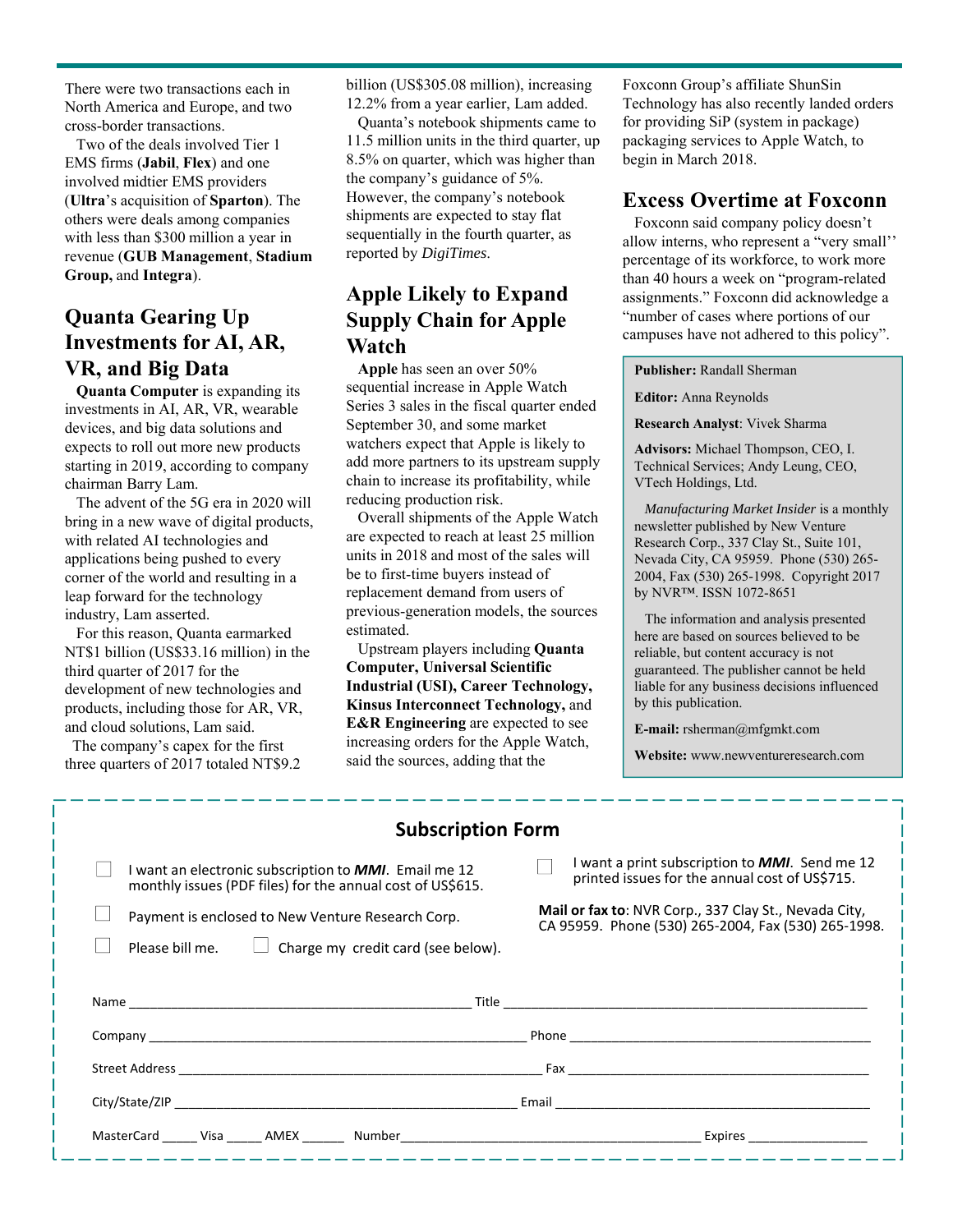There were two transactions each in North America and Europe, and two cross-border transactions.

Two of the deals involved Tier 1 EMS firms (**Jabil**, **Flex**) and one involved midtier EMS providers (**Ultra**'s acquisition of **Sparton**). The others were deals among companies with less than $300 million a year in revenue (**GUB Management**, **Stadium Group,** and **Integra**).

## Quanta Gearing Up Investments for AI, AR, VR, and Big Data

**Quanta Computer** is expanding its investments in AI, AR, VR, wearable devices, and big data solutions and expects to roll out more new products starting in 2019, according to company chairman Barry Lam.

The advent of the 5G era in 2020 will bring in a new wave of digital products, with related AI technologies and applications being pushed to every corner of the world and resulting in a leap forward for the technology industry, Lam asserted.

For this reason, Quanta earmarked NT$1 billion (US$33.16 million) in the third quarter of 2017 for the development of new technologies and products, including those for AR, VR, and cloud solutions, Lam said.

The company's capex for the first three quarters of 2017 totaled NT$9.2 billion (US$305.08 million), increasing 12.2% from a year earlier, Lam added.

Quanta's notebook shipments came to 11.5 million units in the third quarter, up 8.5% on quarter, which was higher than the company's guidance of 5%. However, the company's notebook shipments are expected to stay flat sequentially in the fourth quarter, as reported by *DigiTimes*.

## Apple Likely to Expand Supply Chain for Apple Watch

**Apple** has seen an over 50% sequential increase in Apple Watch Series 3 sales in the fiscal quarter ended September 30, and some market watchers expect that Apple is likely to add more partners to its upstream supply chain to increase its profitability, while reducing production risk.

Overall shipments of the Apple Watch are expected to reach at least 25 million units in 2018 and most of the sales will be to first-time buyers instead of replacement demand from users of previous-generation models, the sources estimated.

Upstream players including **Quanta Computer, Universal Scientific Industrial (USI), Career Technology, Kinsus Interconnect Technology,** and **E&R Engineering** are expected to see increasing orders for the Apple Watch, said the sources, adding that the Foxconn Group's affiliate ShunSin Technology has also recently landed orders for providing SiP (system in package) packaging services to Apple Watch, to begin in March 2018.

## Excess Overtime at Foxconn

Foxconn said company policy doesn't allow interns, who represent a "very small'' percentage of its workforce, to work more than 40 hours a week on "program-related assignments." Foxconn did acknowledge a "number of cases where portions of our campuses have not adhered to this policy".

**Publisher:** Randall Sherman

**Editor:** Anna Reynolds

**Research Analyst**: Vivek Sharma

**Advisors:** Michael Thompson, CEO, I. Technical Services; Andy Leung, CEO, VTech Holdings, Ltd.

*Manufacturing Market Insider* is a monthly newsletter published by New Venture Research Corp., 337 Clay St., Suite 101, Nevada City, CA 95959. Phone (530) 265-2004, Fax (530) 265-1998. Copyright 2017 by NVR™. ISSN 1072-8651

The information and analysis presented here are based on sources believed to be reliable, but content accuracy is not guaranteed. The publisher cannot be held liable for any business decisions influenced by this publication.

**E-mail:** rsherman@mfgmkt.com

**Website:** www.newventureresearch.com

## Subscription Form

☐ I want an electronic subscription to ***MMI***. Email me 12 monthly issues (PDF files) for the annual cost of US$615.

☐ I want a print subscription to ***MMI***. Send me 12 printed issues for the annual cost of US$715.

☐ Payment is enclosed to New Venture Research Corp.

☐ Please bill me. ☐ Charge my credit card (see below).

**Mail or fax to**: NVR Corp., 337 Clay St., Nevada City, CA 95959. Phone (530) 265-2004, Fax (530) 265-1998.

Name ______________________ Title ______________________

Company ______________________ Phone ______________________

Street Address ______________________ Fax ______________________

City/State/ZIP ______________________ Email ______________________

MasterCard _____ Visa _____ AMEX ______ Number______________________ Expires ________________